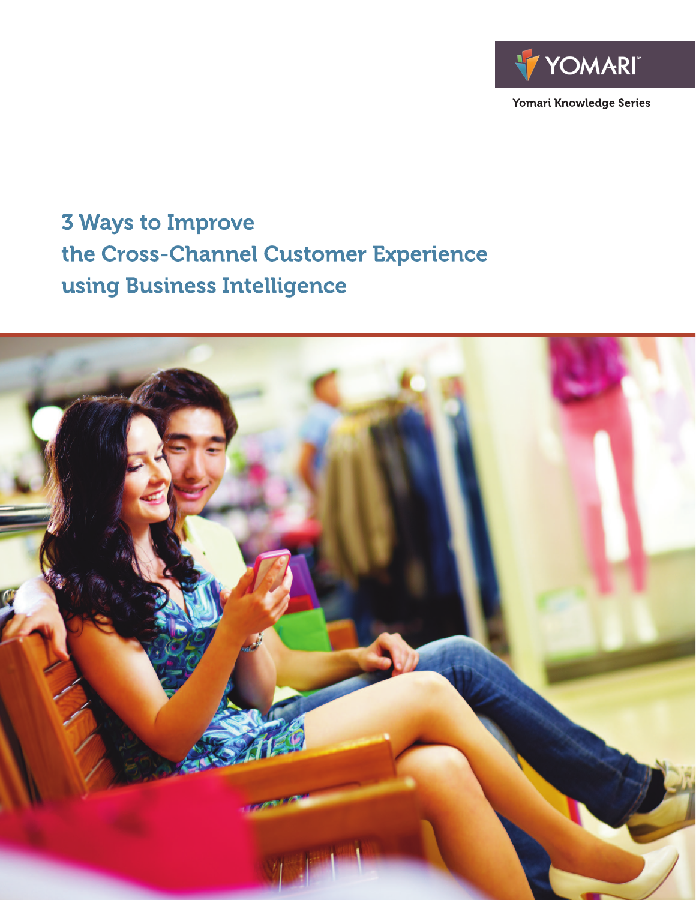YOMARI

Yomari Knowledge Series

# 3 Ways to Improve the Cross-Channel Customer Experience using Business Intelligence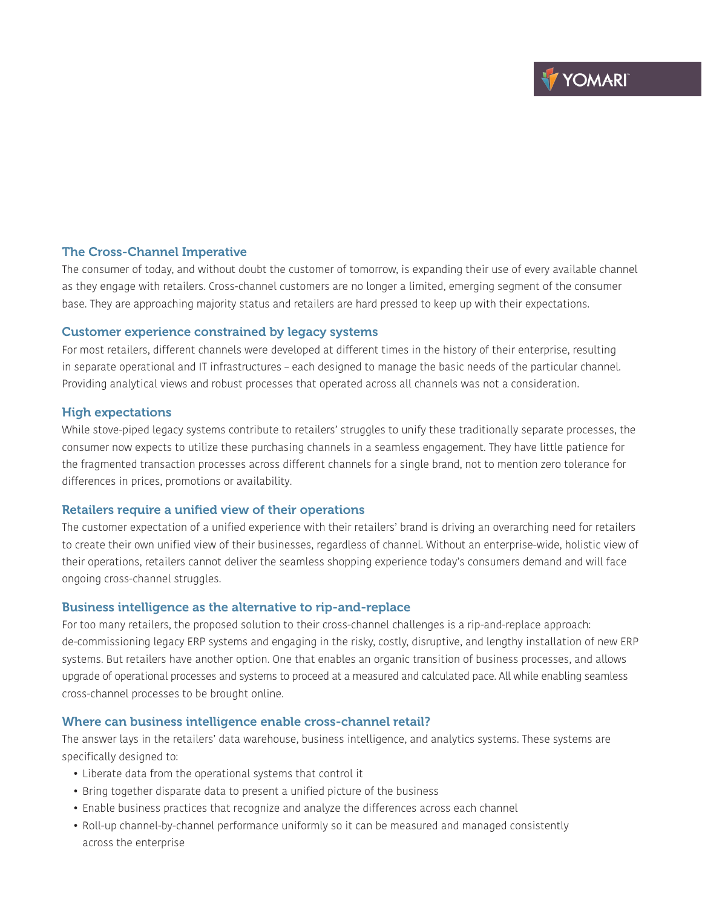## The Cross-Channel Imperative

The consumer of today, and without doubt the customer of tomorrow, is expanding their use of every available channel as they engage with retailers. Cross-channel customers are no longer a limited, emerging segment of the consumer base. They are approaching majority status and retailers are hard pressed to keep up with their expectations.

## Customer experience constrained by legacy systems

For most retailers, different channels were developed at different times in the history of their enterprise, resulting in separate operational and IT infrastructures – each designed to manage the basic needs of the particular channel. Providing analytical views and robust processes that operated across all channels was not a consideration.

## High expectations

While stove-piped legacy systems contribute to retailers' struggles to unify these traditionally separate processes, the consumer now expects to utilize these purchasing channels in a seamless engagement. They have little patience for the fragmented transaction processes across different channels for a single brand, not to mention zero tolerance for differences in prices, promotions or availability.

## Retailers require a unified view of their operations

The customer expectation of a unified experience with their retailers' brand is driving an overarching need for retailers to create their own unified view of their businesses, regardless of channel. Without an enterprise-wide, holistic view of their operations, retailers cannot deliver the seamless shopping experience today's consumers demand and will face ongoing cross-channel struggles.

## Business intelligence as the alternative to rip-and-replace

For too many retailers, the proposed solution to their cross-channel challenges is a rip-and-replace approach: de-commissioning legacy ERP systems and engaging in the risky, costly, disruptive, and lengthy installation of new ERP systems. But retailers have another option. One that enables an organic transition of business processes, and allows upgrade of operational processes and systems to proceed at a measured and calculated pace. All while enabling seamless cross-channel processes to be brought online.

## Where can business intelligence enable cross-channel retail?

The answer lays in the retailers' data warehouse, business intelligence, and analytics systems. These systems are specifically designed to:

- Liberate data from the operational systems that control it
- Bring together disparate data to present a unified picture of the business
- Enable business practices that recognize and analyze the differences across each channel
- Roll-up channel-by-channel performance uniformly so it can be measured and managed consistently across the enterprise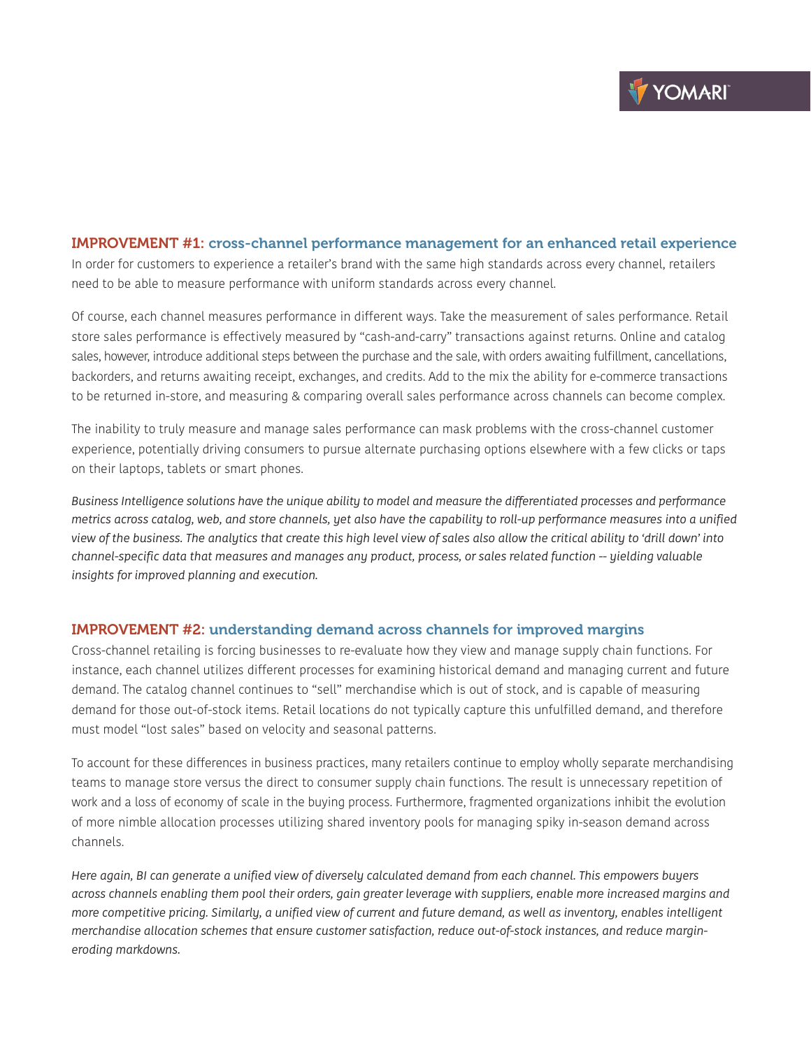## IMPROVEMENT #1: cross-channel performance management for an enhanced retail experience

In order for customers to experience a retailer's brand with the same high standards across every channel, retailers need to be able to measure performance with uniform standards across every channel.

Of course, each channel measures performance in different ways. Take the measurement of sales performance. Retail store sales performance is effectively measured by "cash-and-carry" transactions against returns. Online and catalog sales, however, introduce additional steps between the purchase and the sale, with orders awaiting fulfillment, cancellations, backorders, and returns awaiting receipt, exchanges, and credits. Add to the mix the ability for e-commerce transactions to be returned in-store, and measuring & comparing overall sales performance across channels can become complex.

The inability to truly measure and manage sales performance can mask problems with the cross-channel customer experience, potentially driving consumers to pursue alternate purchasing options elsewhere with a few clicks or taps on their laptops, tablets or smart phones.

*Business Intelligence solutions have the unique ability to model and measure the differentiated processes and performance metrics across catalog, web, and store channels, yet also have the capability to roll-up performance measures into a unified view of the business. The analytics that create this high level view of sales also allow the critical ability to 'drill down' into channel-specific data that measures and manages any product, process, or sales related function -- yielding valuable insights for improved planning and execution.*

## IMPROVEMENT #2: understanding demand across channels for improved margins

Cross-channel retailing is forcing businesses to re-evaluate how they view and manage supply chain functions. For instance, each channel utilizes different processes for examining historical demand and managing current and future demand. The catalog channel continues to "sell" merchandise which is out of stock, and is capable of measuring demand for those out-of-stock items. Retail locations do not typically capture this unfulfilled demand, and therefore must model "lost sales" based on velocity and seasonal patterns.

To account for these differences in business practices, many retailers continue to employ wholly separate merchandising teams to manage store versus the direct to consumer supply chain functions. The result is unnecessary repetition of work and a loss of economy of scale in the buying process. Furthermore, fragmented organizations inhibit the evolution of more nimble allocation processes utilizing shared inventory pools for managing spiky in-season demand across channels.

*Here again, BI can generate a unified view of diversely calculated demand from each channel. This empowers buyers across channels enabling them pool their orders, gain greater leverage with suppliers, enable more increased margins and more competitive pricing. Similarly, a unified view of current and future demand, as well as inventory, enables intelligent merchandise allocation schemes that ensure customer satisfaction, reduce out-of-stock instances, and reduce margin-eroding markdowns.*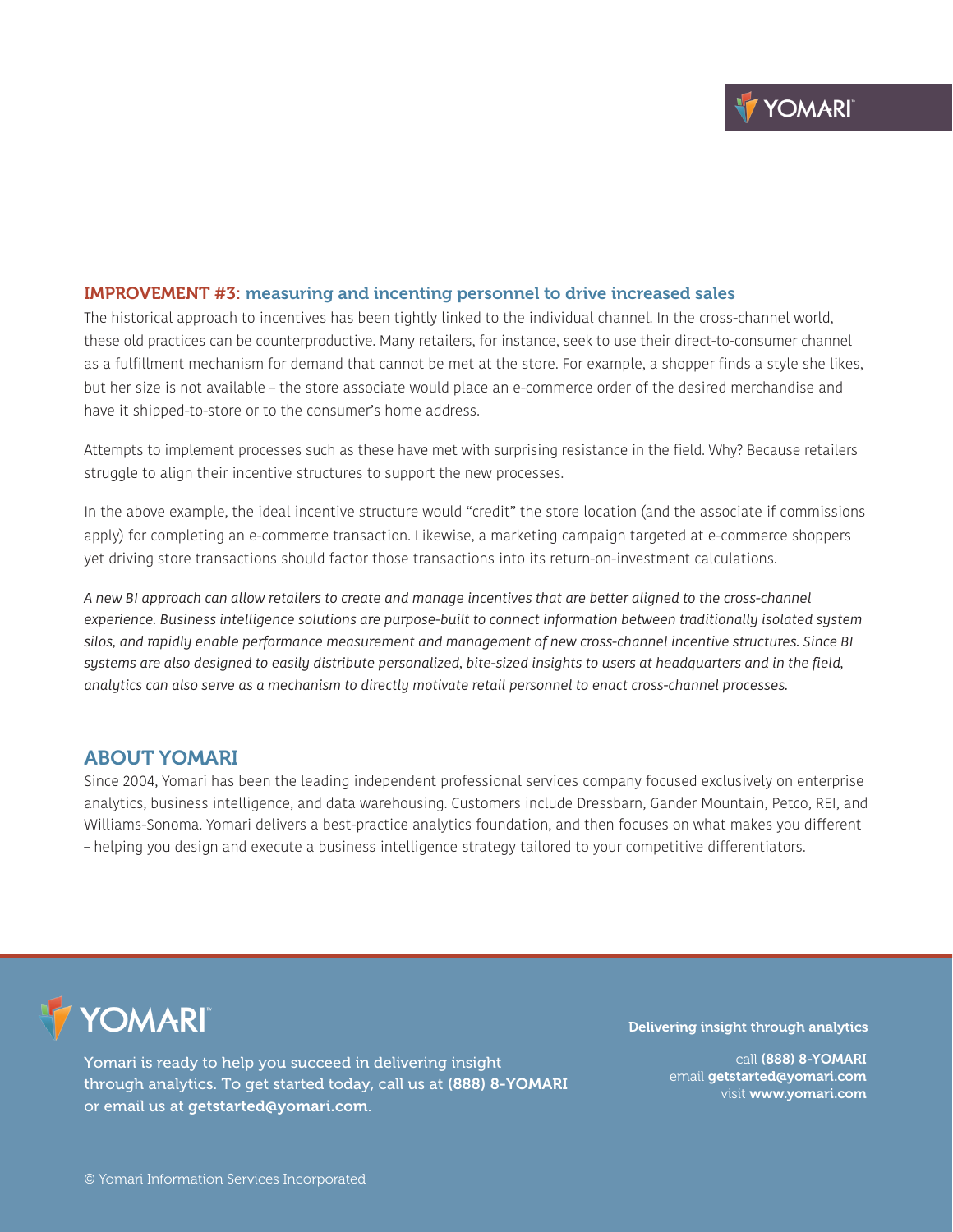## IMPROVEMENT #3: measuring and incenting personnel to drive increased sales

The historical approach to incentives has been tightly linked to the individual channel. In the cross-channel world, these old practices can be counterproductive. Many retailers, for instance, seek to use their direct-to-consumer channel as a fulfillment mechanism for demand that cannot be met at the store. For example, a shopper finds a style she likes, but her size is not available – the store associate would place an e-commerce order of the desired merchandise and have it shipped-to-store or to the consumer's home address.

Attempts to implement processes such as these have met with surprising resistance in the field. Why? Because retailers struggle to align their incentive structures to support the new processes.

In the above example, the ideal incentive structure would "credit" the store location (and the associate if commissions apply) for completing an e-commerce transaction. Likewise, a marketing campaign targeted at e-commerce shoppers yet driving store transactions should factor those transactions into its return-on-investment calculations.

*A new BI approach can allow retailers to create and manage incentives that are better aligned to the cross-channel experience. Business intelligence solutions are purpose-built to connect information between traditionally isolated system silos, and rapidly enable performance measurement and management of new cross-channel incentive structures. Since BI systems are also designed to easily distribute personalized, bite-sized insights to users at headquarters and in the field, analytics can also serve as a mechanism to directly motivate retail personnel to enact cross-channel processes.*

## ABOUT YOMARI

Since 2004, Yomari has been the leading independent professional services company focused exclusively on enterprise analytics, business intelligence, and data warehousing. Customers include Dressbarn, Gander Mountain, Petco, REI, and Williams-Sonoma. Yomari delivers a best-practice analytics foundation, and then focuses on what makes you different – helping you design and execute a business intelligence strategy tailored to your competitive differentiators.

Yomari is ready to help you succeed in delivering insight through analytics. To get started today, call us at **(888) 8-YOMARI** or email us at **getstarted@yomari.com**.

**Delivering insight through analytics**

call **(888) 8-YOMARI**
email **getstarted@yomari.com**
visit **www.yomari.com**

© Yomari Information Services Incorporated